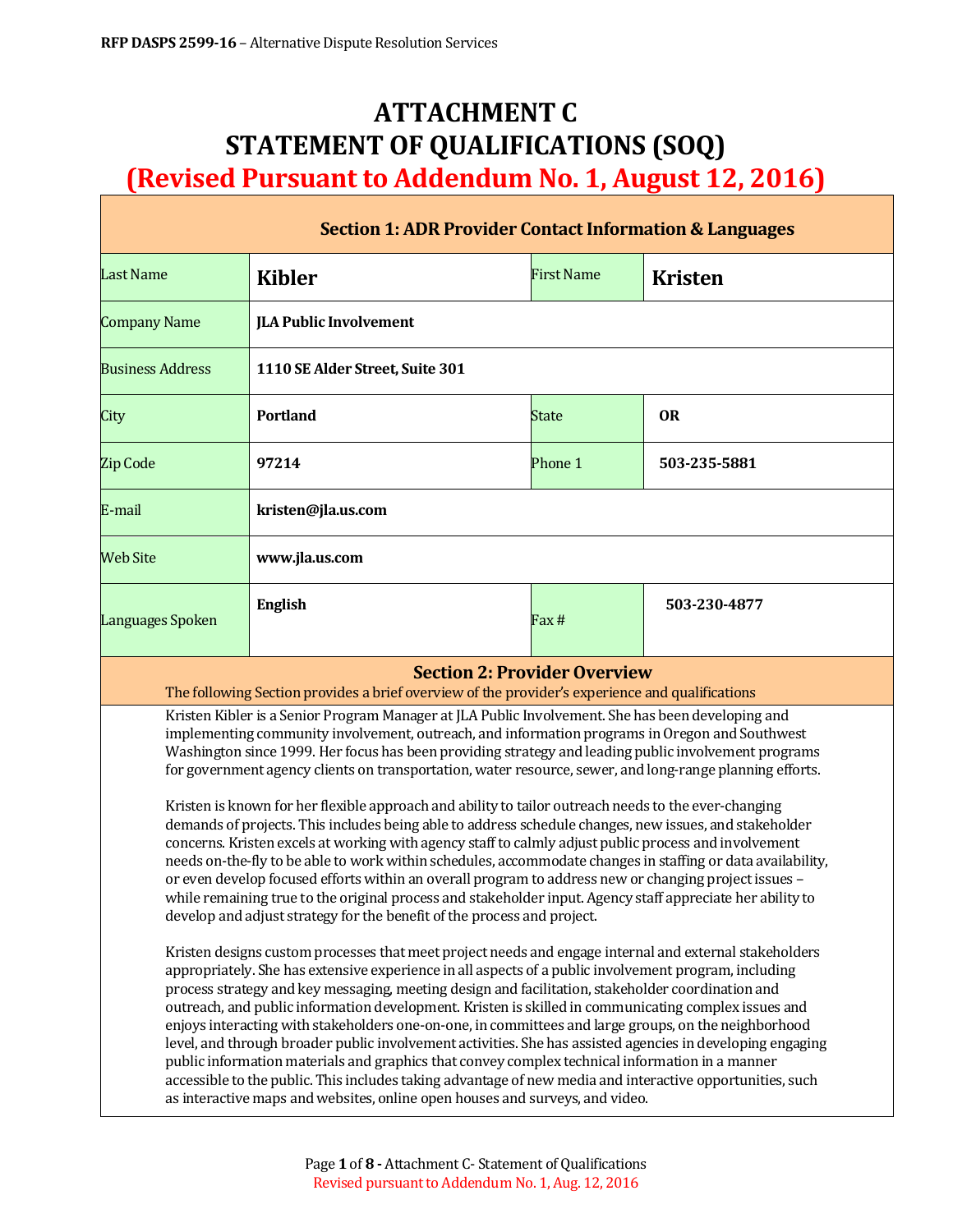# ATTACHMENT C
# STATEMENT OF QUALIFICATIONS (SOQ)
## (Revised Pursuant to Addendum No. 1, August 12, 2016)

**Section 1: ADR Provider Contact Information & Languages**

| | | | |
|---|---|---|---|
| Last Name | **Kibler** | First Name | **Kristen** |
| Company Name | **JLA Public Involvement** | | |
| Business Address | **1110 SE Alder Street, Suite 301** | | |
| City | **Portland** | State | **OR** |
| Zip Code | **97214** | Phone 1 | **503-235-5881** |
| E-mail | **kristen@jla.us.com** | | |
| Web Site | **www.jla.us.com** | | |
| Languages Spoken | **English** | Fax # | **503-230-4877** |

**Section 2: Provider Overview**

The following Section provides a brief overview of the provider's experience and qualifications

Kristen Kibler is a Senior Program Manager at JLA Public Involvement. She has been developing and implementing community involvement, outreach, and information programs in Oregon and Southwest Washington since 1999. Her focus has been providing strategy and leading public involvement programs for government agency clients on transportation, water resource, sewer, and long-range planning efforts.

Kristen is known for her flexible approach and ability to tailor outreach needs to the ever-changing demands of projects. This includes being able to address schedule changes, new issues, and stakeholder concerns. Kristen excels at working with agency staff to calmly adjust public process and involvement needs on-the-fly to be able to work within schedules, accommodate changes in staffing or data availability, or even develop focused efforts within an overall program to address new or changing project issues – while remaining true to the original process and stakeholder input. Agency staff appreciate her ability to develop and adjust strategy for the benefit of the process and project.

Kristen designs custom processes that meet project needs and engage internal and external stakeholders appropriately. She has extensive experience in all aspects of a public involvement program, including process strategy and key messaging, meeting design and facilitation, stakeholder coordination and outreach, and public information development. Kristen is skilled in communicating complex issues and enjoys interacting with stakeholders one-on-one, in committees and large groups, on the neighborhood level, and through broader public involvement activities. She has assisted agencies in developing engaging public information materials and graphics that convey complex technical information in a manner accessible to the public. This includes taking advantage of new media and interactive opportunities, such as interactive maps and websites, online open houses and surveys, and video.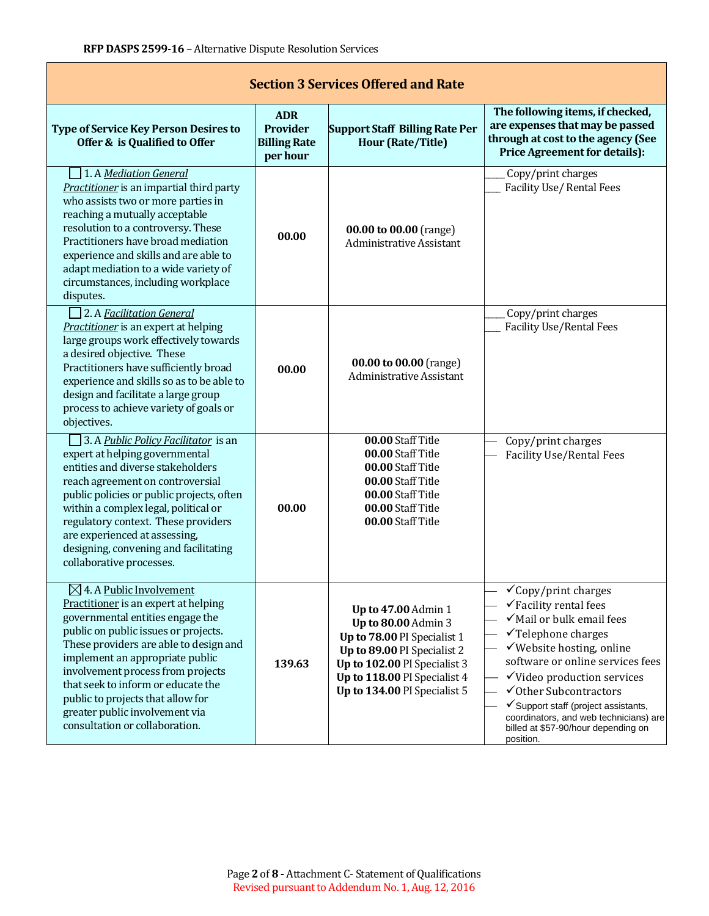RFP DASPS 2599-16 – Alternative Dispute Resolution Services

## Section 3 Services Offered and Rate

| Type of Service Key Person Desires to Offer & is Qualified to Offer | ADR Provider Billing Rate per hour | Support Staff Billing Rate Per Hour (Rate/Title) | The following items, if checked, are expenses that may be passed through at cost to the agency (See Price Agreement for details): |
|---|---|---|---|
| ☐ 1. A *Mediation General Practitioner* is an impartial third party who assists two or more parties in reaching a mutually acceptable resolution to a controversy. These Practitioners have broad mediation experience and skills and are able to adapt mediation to a wide variety of circumstances, including workplace disputes. | **00.00** | **00.00 to 00.00** (range) Administrative Assistant | ___ Copy/print charges<br>___ Facility Use/ Rental Fees |
| ☐ 2. A *Facilitation General Practitioner* is an expert at helping large groups work effectively towards a desired objective. These Practitioners have sufficiently broad experience and skills so as to be able to design and facilitate a large group process to achieve variety of goals or objectives. | **00.00** | **00.00 to 00.00** (range) Administrative Assistant | ___ Copy/print charges<br>___ Facility Use/Rental Fees |
| ☐ 3. A *Public Policy Facilitator* is an expert at helping governmental entities and diverse stakeholders reach agreement on controversial public policies or public projects, often within a complex legal, political or regulatory context. These providers are experienced at assessing, designing, convening and facilitating collaborative processes. | **00.00** | **00.00** Staff Title<br>**00.00** Staff Title<br>**00.00** Staff Title<br>**00.00** Staff Title<br>**00.00** Staff Title<br>**00.00** Staff Title<br>**00.00** Staff Title | __ Copy/print charges<br>__ Facility Use/Rental Fees |
| ☒ 4. A Public Involvement Practitioner is an expert at helping governmental entities engage the public on public issues or projects. These providers are able to design and implement an appropriate public involvement process from projects that seek to inform or educate the public to projects that allow for greater public involvement via consultation or collaboration. | **139.63** | **Up to 47.00** Admin 1<br>**Up to 80.00** Admin 3<br>**Up to 78.00** PI Specialist 1<br>**Up to 89.00** PI Specialist 2<br>**Up to 102.00** PI Specialist 3<br>**Up to 118.00** PI Specialist 4<br>**Up to 134.00** PI Specialist 5 | __ ✓Copy/print charges<br>__ ✓Facility rental fees<br>__ ✓Mail or bulk email fees<br>__ ✓Telephone charges<br>__ ✓Website hosting, online software or online services fees<br>__ ✓Video production services<br>__ ✓Other Subcontractors<br>__ ✓Support staff (project assistants, coordinators, and web technicians) are billed at $57-90/hour depending on position. |

Revised pursuant to Addendum No. 1, Aug. 12, 2016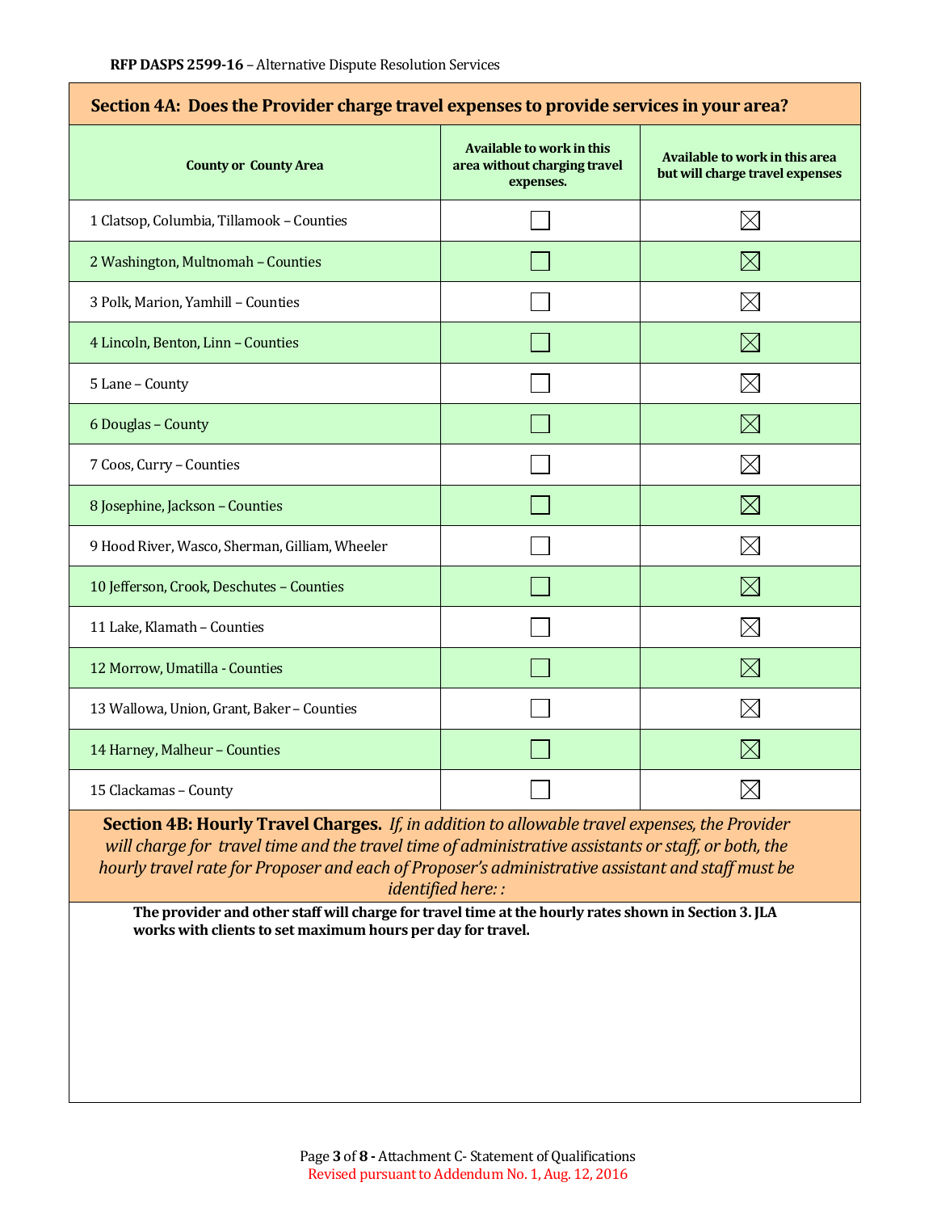## Section 4A: Does the Provider charge travel expenses to provide services in your area?

| County or County Area | Available to work in this area without charging travel expenses. | Available to work in this area but will charge travel expenses |
|---|---|---|
| 1 Clatsop, Columbia, Tillamook – Counties | ☐ | ☒ |
| 2 Washington, Multnomah – Counties | ☐ | ☒ |
| 3 Polk, Marion, Yamhill – Counties | ☐ | ☒ |
| 4 Lincoln, Benton, Linn – Counties | ☐ | ☒ |
| 5 Lane – County | ☐ | ☒ |
| 6 Douglas – County | ☐ | ☒ |
| 7 Coos, Curry – Counties | ☐ | ☒ |
| 8 Josephine, Jackson – Counties | ☐ | ☒ |
| 9 Hood River, Wasco, Sherman, Gilliam, Wheeler | ☐ | ☒ |
| 10 Jefferson, Crook, Deschutes – Counties | ☐ | ☒ |
| 11 Lake, Klamath – Counties | ☐ | ☒ |
| 12 Morrow, Umatilla - Counties | ☐ | ☒ |
| 13 Wallowa, Union, Grant, Baker – Counties | ☐ | ☒ |
| 14 Harney, Malheur – Counties | ☐ | ☒ |
| 15 Clackamas – County | ☐ | ☒ |

**Section 4B: Hourly Travel Charges.** *If, in addition to allowable travel expenses, the Provider will charge for travel time and the travel time of administrative assistants or staff, or both, the hourly travel rate for Proposer and each of Proposer's administrative assistant and staff must be identified here: :*

**The provider and other staff will charge for travel time at the hourly rates shown in Section 3. JLA works with clients to set maximum hours per day for travel.**

Revised pursuant to Addendum No. 1, Aug. 12, 2016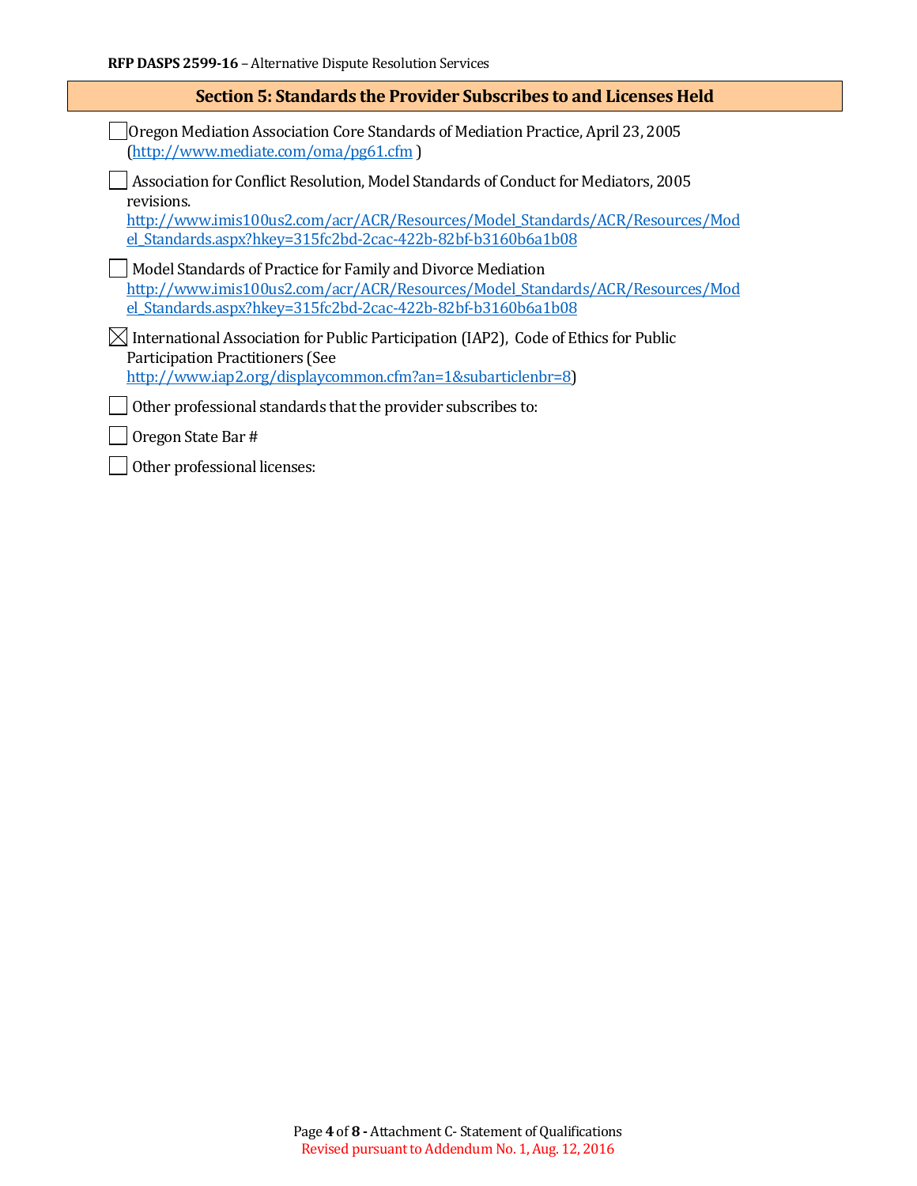## Section 5: Standards the Provider Subscribes to and Licenses Held

- [ ] Oregon Mediation Association Core Standards of Mediation Practice, April 23, 2005 (http://www.mediate.com/oma/pg61.cfm )
- [ ] Association for Conflict Resolution, Model Standards of Conduct for Mediators, 2005 revisions. http://www.imis100us2.com/acr/ACR/Resources/Model_Standards/ACR/Resources/Model_Standards.aspx?hkey=315fc2bd-2cac-422b-82bf-b3160b6a1b08
- [ ] Model Standards of Practice for Family and Divorce Mediation http://www.imis100us2.com/acr/ACR/Resources/Model_Standards/ACR/Resources/Model_Standards.aspx?hkey=315fc2bd-2cac-422b-82bf-b3160b6a1b08
- [x] International Association for Public Participation (IAP2), Code of Ethics for Public Participation Practitioners (See http://www.iap2.org/displaycommon.cfm?an=1&subarticlenbr=8)
- [ ] Other professional standards that the provider subscribes to:
- [ ] Oregon State Bar #
- [ ] Other professional licenses:

Revised pursuant to Addendum No. 1, Aug. 12, 2016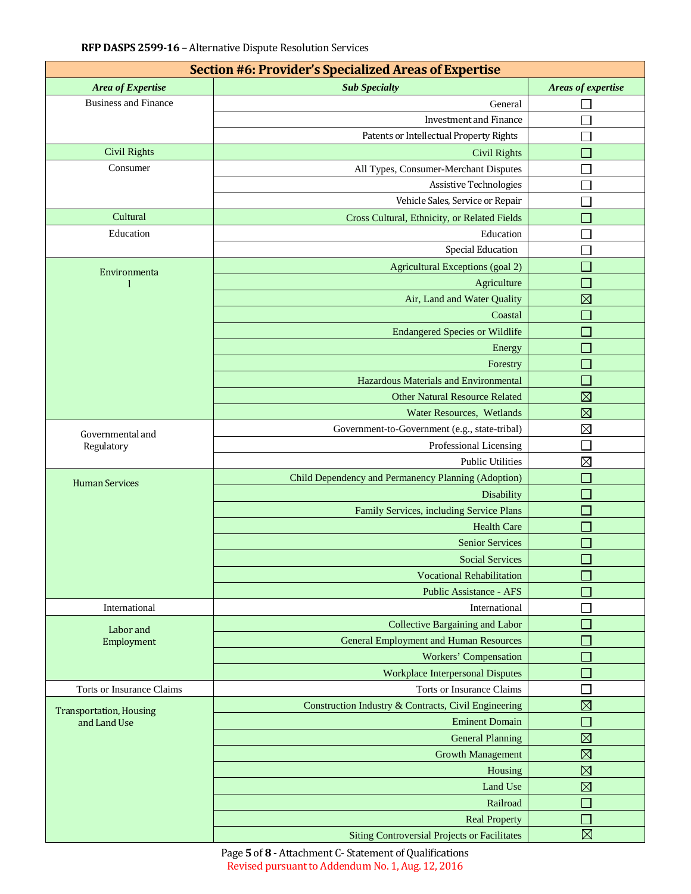| Section #6: Provider's Specialized Areas of Expertise | | |
|---|---|---|
| ***Area of Expertise*** | ***Sub Specialty*** | ***Areas of expertise*** |
| Business and Finance | General | ☐ |
| | Investment and Finance | ☐ |
| | Patents or Intellectual Property Rights | ☐ |
| Civil Rights | Civil Rights | ☐ |
| Consumer | All Types, Consumer-Merchant Disputes | ☐ |
| | Assistive Technologies | ☐ |
| | Vehicle Sales, Service or Repair | ☐ |
| Cultural | Cross Cultural, Ethnicity, or Related Fields | ☐ |
| Education | Education | ☐ |
| | Special Education | ☐ |
| Environmental | Agricultural Exceptions (goal 2) | ☐ |
| | Agriculture | ☐ |
| | Air, Land and Water Quality | ☒ |
| | Coastal | ☐ |
| | Endangered Species or Wildlife | ☐ |
| | Energy | ☐ |
| | Forestry | ☐ |
| | Hazardous Materials and Environmental | ☐ |
| | Other Natural Resource Related | ☒ |
| | Water Resources, Wetlands | ☒ |
| Governmental and Regulatory | Government-to-Government (e.g., state-tribal) | ☒ |
| | Professional Licensing | ☐ |
| | Public Utilities | ☒ |
| Human Services | Child Dependency and Permanency Planning (Adoption) | ☐ |
| | Disability | ☐ |
| | Family Services, including Service Plans | ☐ |
| | Health Care | ☐ |
| | Senior Services | ☐ |
| | Social Services | ☐ |
| | Vocational Rehabilitation | ☐ |
| | Public Assistance - AFS | ☐ |
| International | International | ☐ |
| Labor and Employment | Collective Bargaining and Labor | ☐ |
| | General Employment and Human Resources | ☐ |
| | Workers' Compensation | ☐ |
| | Workplace Interpersonal Disputes | ☐ |
| Torts or Insurance Claims | Torts or Insurance Claims | ☐ |
| Transportation, Housing and Land Use | Construction Industry & Contracts, Civil Engineering | ☒ |
| | Eminent Domain | ☐ |
| | General Planning | ☒ |
| | Growth Management | ☒ |
| | Housing | ☒ |
| | Land Use | ☒ |
| | Railroad | ☐ |
| | Real Property | ☐ |
| | Siting Controversial Projects or Facilitates | ☒ |

Revised pursuant to Addendum No. 1, Aug. 12, 2016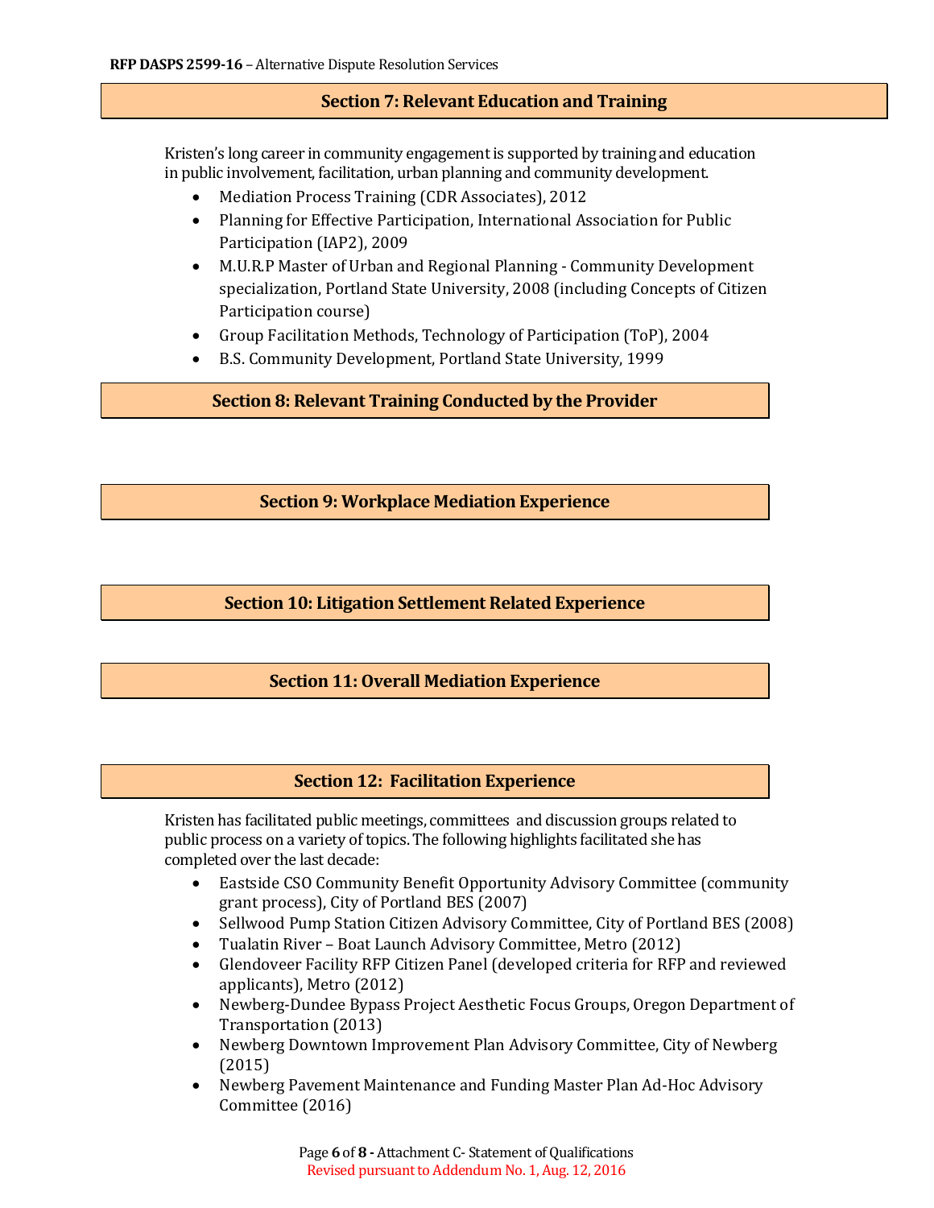## Section 7: Relevant Education and Training

Kristen's long career in community engagement is supported by training and education in public involvement, facilitation, urban planning and community development.

- Mediation Process Training (CDR Associates), 2012
- Planning for Effective Participation, International Association for Public Participation (IAP2), 2009
- M.U.R.P Master of Urban and Regional Planning - Community Development specialization, Portland State University, 2008 (including Concepts of Citizen Participation course)
- Group Facilitation Methods, Technology of Participation (ToP), 2004
- B.S. Community Development, Portland State University, 1999

## Section 8: Relevant Training Conducted by the Provider

## Section 9: Workplace Mediation Experience

## Section 10: Litigation Settlement Related Experience

## Section 11: Overall Mediation Experience

## Section 12: Facilitation Experience

Kristen has facilitated public meetings, committees and discussion groups related to public process on a variety of topics. The following highlights facilitated she has completed over the last decade:

- Eastside CSO Community Benefit Opportunity Advisory Committee (community grant process), City of Portland BES (2007)
- Sellwood Pump Station Citizen Advisory Committee, City of Portland BES (2008)
- Tualatin River – Boat Launch Advisory Committee, Metro (2012)
- Glendoveer Facility RFP Citizen Panel (developed criteria for RFP and reviewed applicants), Metro (2012)
- Newberg-Dundee Bypass Project Aesthetic Focus Groups, Oregon Department of Transportation (2013)
- Newberg Downtown Improvement Plan Advisory Committee, City of Newberg (2015)
- Newberg Pavement Maintenance and Funding Master Plan Ad-Hoc Advisory Committee (2016)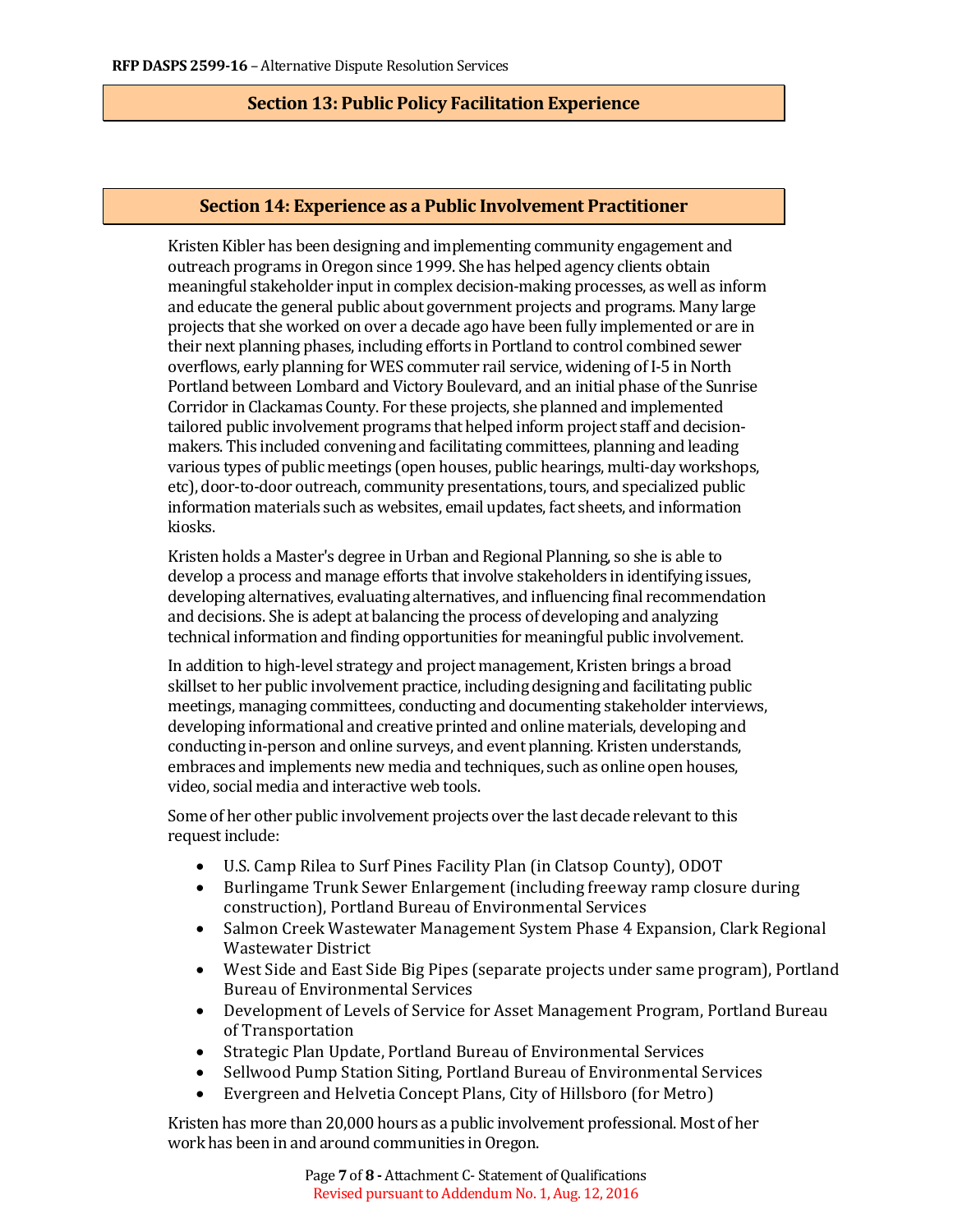## Section 13: Public Policy Facilitation Experience

## Section 14: Experience as a Public Involvement Practitioner

Kristen Kibler has been designing and implementing community engagement and outreach programs in Oregon since 1999. She has helped agency clients obtain meaningful stakeholder input in complex decision-making processes, as well as inform and educate the general public about government projects and programs. Many large projects that she worked on over a decade ago have been fully implemented or are in their next planning phases, including efforts in Portland to control combined sewer overflows, early planning for WES commuter rail service, widening of I-5 in North Portland between Lombard and Victory Boulevard, and an initial phase of the Sunrise Corridor in Clackamas County. For these projects, she planned and implemented tailored public involvement programs that helped inform project staff and decision-makers. This included convening and facilitating committees, planning and leading various types of public meetings (open houses, public hearings, multi-day workshops, etc), door-to-door outreach, community presentations, tours, and specialized public information materials such as websites, email updates, fact sheets, and information kiosks.

Kristen holds a Master's degree in Urban and Regional Planning, so she is able to develop a process and manage efforts that involve stakeholders in identifying issues, developing alternatives, evaluating alternatives, and influencing final recommendation and decisions. She is adept at balancing the process of developing and analyzing technical information and finding opportunities for meaningful public involvement.

In addition to high-level strategy and project management, Kristen brings a broad skillset to her public involvement practice, including designing and facilitating public meetings, managing committees, conducting and documenting stakeholder interviews, developing informational and creative printed and online materials, developing and conducting in-person and online surveys, and event planning. Kristen understands, embraces and implements new media and techniques, such as online open houses, video, social media and interactive web tools.

Some of her other public involvement projects over the last decade relevant to this request include:

- U.S. Camp Rilea to Surf Pines Facility Plan (in Clatsop County), ODOT
- Burlingame Trunk Sewer Enlargement (including freeway ramp closure during construction), Portland Bureau of Environmental Services
- Salmon Creek Wastewater Management System Phase 4 Expansion, Clark Regional Wastewater District
- West Side and East Side Big Pipes (separate projects under same program), Portland Bureau of Environmental Services
- Development of Levels of Service for Asset Management Program, Portland Bureau of Transportation
- Strategic Plan Update, Portland Bureau of Environmental Services
- Sellwood Pump Station Siting, Portland Bureau of Environmental Services
- Evergreen and Helvetia Concept Plans, City of Hillsboro (for Metro)

Kristen has more than 20,000 hours as a public involvement professional. Most of her work has been in and around communities in Oregon.